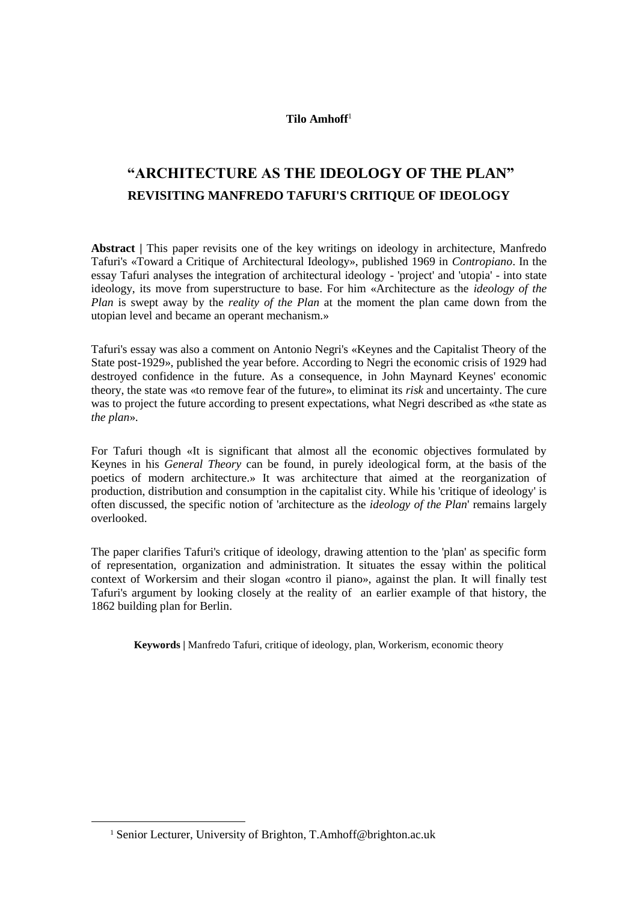**Tilo Amhoff**[1]

# "ARCHITECTURE AS THE IDEOLOGY OF THE PLAN"

## REVISITING MANFREDO TAFURI'S CRITIQUE OF IDEOLOGY

**Abstract |** This paper revisits one of the key writings on ideology in architecture, Manfredo Tafuri's «Toward a Critique of Architectural Ideology», published 1969 in *Contropiano*. In the essay Tafuri analyses the integration of architectural ideology - 'project' and 'utopia' - into state ideology, its move from superstructure to base. For him «Architecture as the *ideology of the Plan* is swept away by the *reality of the Plan* at the moment the plan came down from the utopian level and became an operant mechanism.»

Tafuri's essay was also a comment on Antonio Negri's «Keynes and the Capitalist Theory of the State post-1929», published the year before. According to Negri the economic crisis of 1929 had destroyed confidence in the future. As a consequence, in John Maynard Keynes' economic theory, the state was «to remove fear of the future», to eliminat its *risk* and uncertainty. The cure was to project the future according to present expectations, what Negri described as «the state as *the plan*».

For Tafuri though «It is significant that almost all the economic objectives formulated by Keynes in his *General Theory* can be found, in purely ideological form, at the basis of the poetics of modern architecture.» It was architecture that aimed at the reorganization of production, distribution and consumption in the capitalist city. While his 'critique of ideology' is often discussed, the specific notion of 'architecture as the *ideology of the Plan*' remains largely overlooked.

The paper clarifies Tafuri's critique of ideology, drawing attention to the 'plan' as specific form of representation, organization and administration. It situates the essay within the political context of Workersim and their slogan «contro il piano», against the plan. It will finally test Tafuri's argument by looking closely at the reality of an earlier example of that history, the 1862 building plan for Berlin.

**Keywords |** Manfredo Tafuri, critique of ideology, plan, Workerism, economic theory

[1] Senior Lecturer, University of Brighton, T.Amhoff@brighton.ac.uk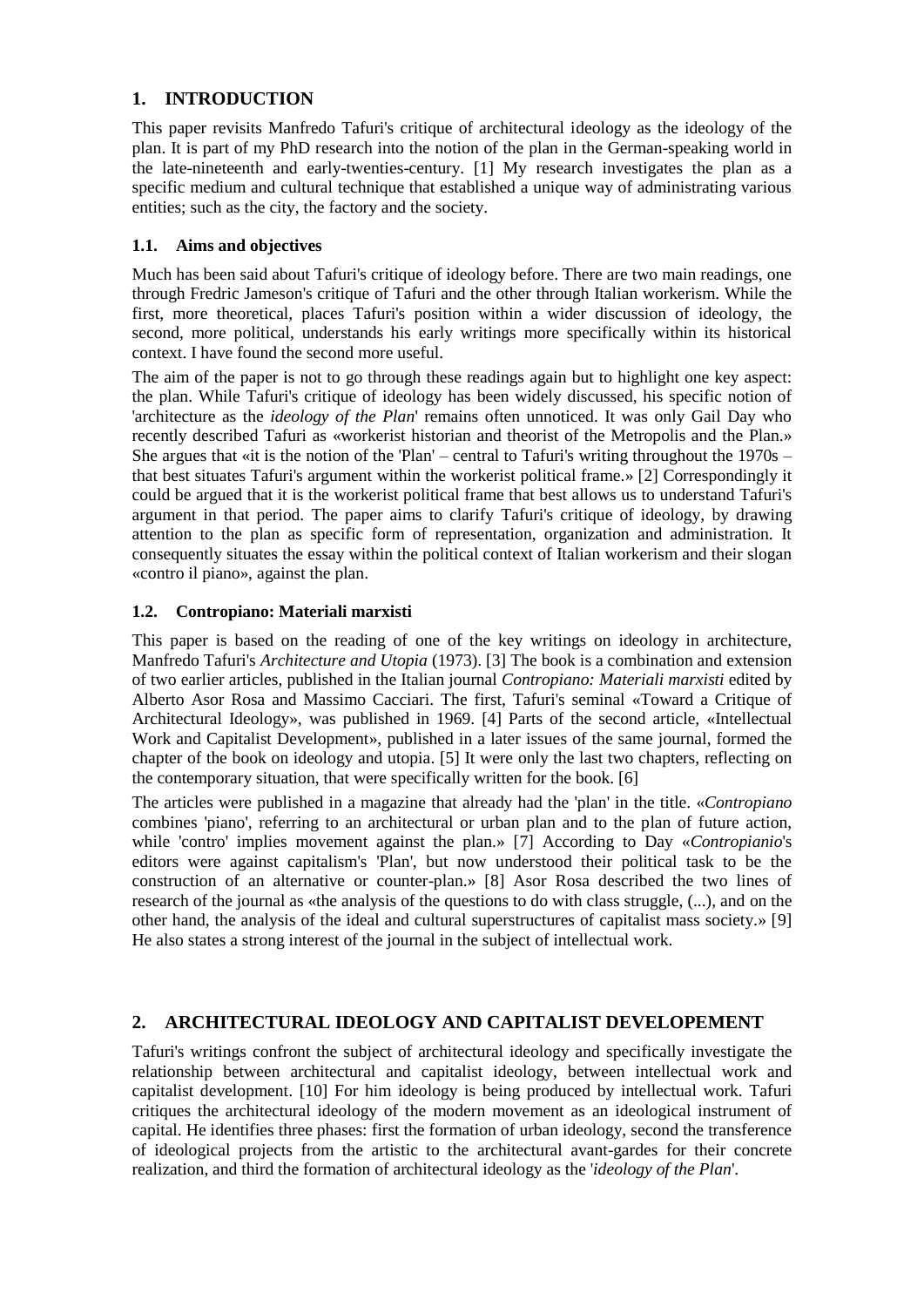## 1. INTRODUCTION

This paper revisits Manfredo Tafuri's critique of architectural ideology as the ideology of the plan. It is part of my PhD research into the notion of the plan in the German-speaking world in the late-nineteenth and early-twenties-century. [1] My research investigates the plan as a specific medium and cultural technique that established a unique way of administrating various entities; such as the city, the factory and the society.

### 1.1. Aims and objectives

Much has been said about Tafuri's critique of ideology before. There are two main readings, one through Fredric Jameson's critique of Tafuri and the other through Italian workerism. While the first, more theoretical, places Tafuri's position within a wider discussion of ideology, the second, more political, understands his early writings more specifically within its historical context. I have found the second more useful.

The aim of the paper is not to go through these readings again but to highlight one key aspect: the plan. While Tafuri's critique of ideology has been widely discussed, his specific notion of 'architecture as the *ideology of the Plan*' remains often unnoticed. It was only Gail Day who recently described Tafuri as «workerist historian and theorist of the Metropolis and the Plan.» She argues that «it is the notion of the 'Plan' – central to Tafuri's writing throughout the 1970s – that best situates Tafuri's argument within the workerist political frame.» [2] Correspondingly it could be argued that it is the workerist political frame that best allows us to understand Tafuri's argument in that period. The paper aims to clarify Tafuri's critique of ideology, by drawing attention to the plan as specific form of representation, organization and administration. It consequently situates the essay within the political context of Italian workerism and their slogan «contro il piano», against the plan.

### 1.2. Contropiano: Materiali marxisti

This paper is based on the reading of one of the key writings on ideology in architecture, Manfredo Tafuri's *Architecture and Utopia* (1973). [3] The book is a combination and extension of two earlier articles, published in the Italian journal *Contropiano: Materiali marxisti* edited by Alberto Asor Rosa and Massimo Cacciari. The first, Tafuri's seminal «Toward a Critique of Architectural Ideology», was published in 1969. [4] Parts of the second article, «Intellectual Work and Capitalist Development», published in a later issues of the same journal, formed the chapter of the book on ideology and utopia. [5] It were only the last two chapters, reflecting on the contemporary situation, that were specifically written for the book. [6]

The articles were published in a magazine that already had the 'plan' in the title. «*Contropiano* combines 'piano', referring to an architectural or urban plan and to the plan of future action, while 'contro' implies movement against the plan.» [7] According to Day «*Contropianio*'s editors were against capitalism's 'Plan', but now understood their political task to be the construction of an alternative or counter-plan.» [8] Asor Rosa described the two lines of research of the journal as «the analysis of the questions to do with class struggle, (...), and on the other hand, the analysis of the ideal and cultural superstructures of capitalist mass society.» [9] He also states a strong interest of the journal in the subject of intellectual work.

## 2. ARCHITECTURAL IDEOLOGY AND CAPITALIST DEVELOPEMENT

Tafuri's writings confront the subject of architectural ideology and specifically investigate the relationship between architectural and capitalist ideology, between intellectual work and capitalist development. [10] For him ideology is being produced by intellectual work. Tafuri critiques the architectural ideology of the modern movement as an ideological instrument of capital. He identifies three phases: first the formation of urban ideology, second the transference of ideological projects from the artistic to the architectural avant-gardes for their concrete realization, and third the formation of architectural ideology as the '*ideology of the Plan*'.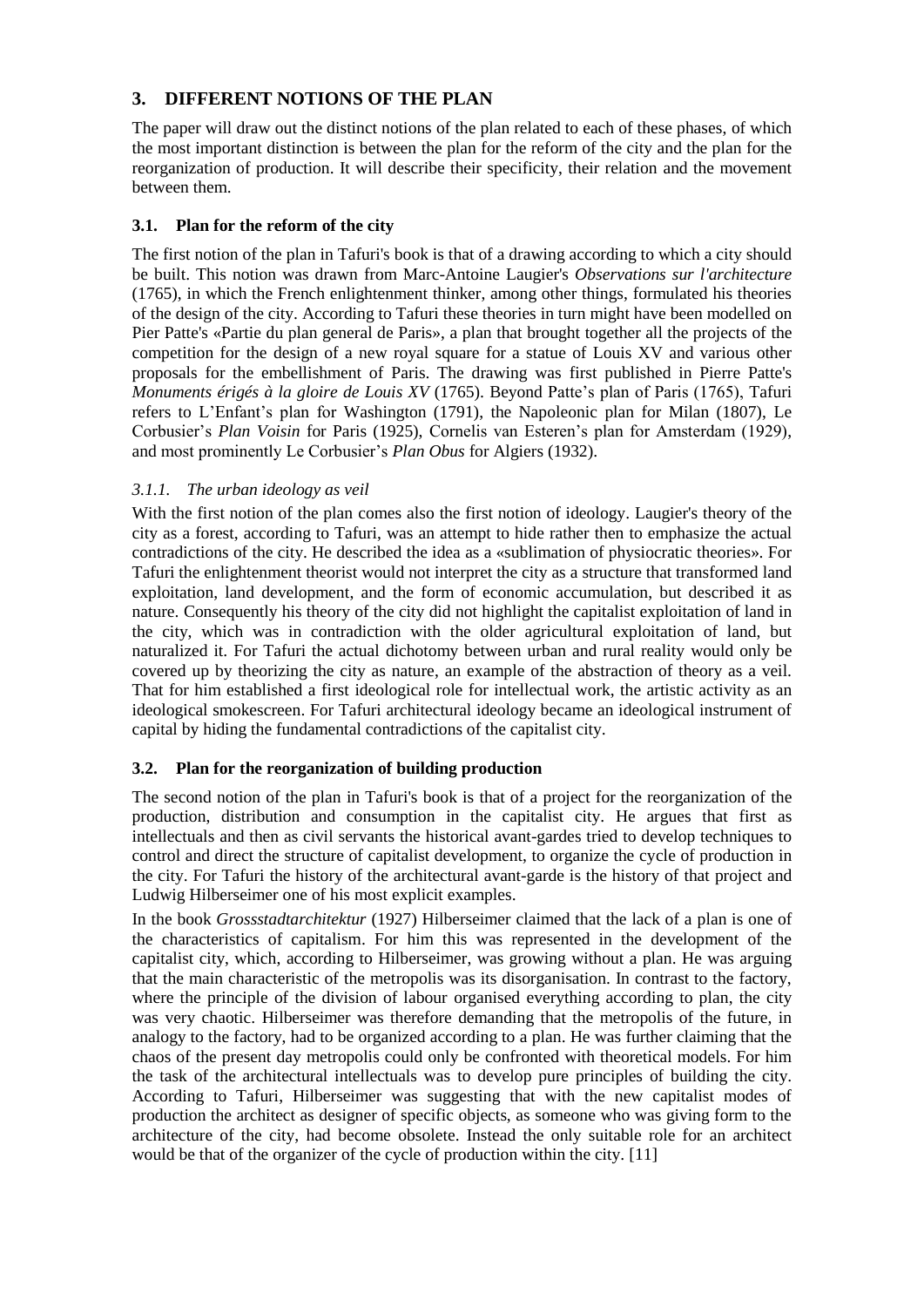## 3. DIFFERENT NOTIONS OF THE PLAN

The paper will draw out the distinct notions of the plan related to each of these phases, of which the most important distinction is between the plan for the reform of the city and the plan for the reorganization of production. It will describe their specificity, their relation and the movement between them.

### 3.1. Plan for the reform of the city

The first notion of the plan in Tafuri's book is that of a drawing according to which a city should be built. This notion was drawn from Marc-Antoine Laugier's *Observations sur l'architecture* (1765), in which the French enlightenment thinker, among other things, formulated his theories of the design of the city. According to Tafuri these theories in turn might have been modelled on Pier Patte's «Partie du plan general de Paris», a plan that brought together all the projects of the competition for the design of a new royal square for a statue of Louis XV and various other proposals for the embellishment of Paris. The drawing was first published in Pierre Patte's *Monuments érigés à la gloire de Louis XV* (1765). Beyond Patte's plan of Paris (1765), Tafuri refers to L'Enfant's plan for Washington (1791), the Napoleonic plan for Milan (1807), Le Corbusier's *Plan Voisin* for Paris (1925), Cornelis van Esteren's plan for Amsterdam (1929), and most prominently Le Corbusier's *Plan Obus* for Algiers (1932).

#### *3.1.1. The urban ideology as veil*

With the first notion of the plan comes also the first notion of ideology. Laugier's theory of the city as a forest, according to Tafuri, was an attempt to hide rather then to emphasize the actual contradictions of the city. He described the idea as a «sublimation of physiocratic theories». For Tafuri the enlightenment theorist would not interpret the city as a structure that transformed land exploitation, land development, and the form of economic accumulation, but described it as nature. Consequently his theory of the city did not highlight the capitalist exploitation of land in the city, which was in contradiction with the older agricultural exploitation of land, but naturalized it. For Tafuri the actual dichotomy between urban and rural reality would only be covered up by theorizing the city as nature, an example of the abstraction of theory as a veil. That for him established a first ideological role for intellectual work, the artistic activity as an ideological smokescreen. For Tafuri architectural ideology became an ideological instrument of capital by hiding the fundamental contradictions of the capitalist city.

### 3.2. Plan for the reorganization of building production

The second notion of the plan in Tafuri's book is that of a project for the reorganization of the production, distribution and consumption in the capitalist city. He argues that first as intellectuals and then as civil servants the historical avant-gardes tried to develop techniques to control and direct the structure of capitalist development, to organize the cycle of production in the city. For Tafuri the history of the architectural avant-garde is the history of that project and Ludwig Hilberseimer one of his most explicit examples.

In the book *Grossstadtarchitektur* (1927) Hilberseimer claimed that the lack of a plan is one of the characteristics of capitalism. For him this was represented in the development of the capitalist city, which, according to Hilberseimer, was growing without a plan. He was arguing that the main characteristic of the metropolis was its disorganisation. In contrast to the factory, where the principle of the division of labour organised everything according to plan, the city was very chaotic. Hilberseimer was therefore demanding that the metropolis of the future, in analogy to the factory, had to be organized according to a plan. He was further claiming that the chaos of the present day metropolis could only be confronted with theoretical models. For him the task of the architectural intellectuals was to develop pure principles of building the city. According to Tafuri, Hilberseimer was suggesting that with the new capitalist modes of production the architect as designer of specific objects, as someone who was giving form to the architecture of the city, had become obsolete. Instead the only suitable role for an architect would be that of the organizer of the cycle of production within the city. [11]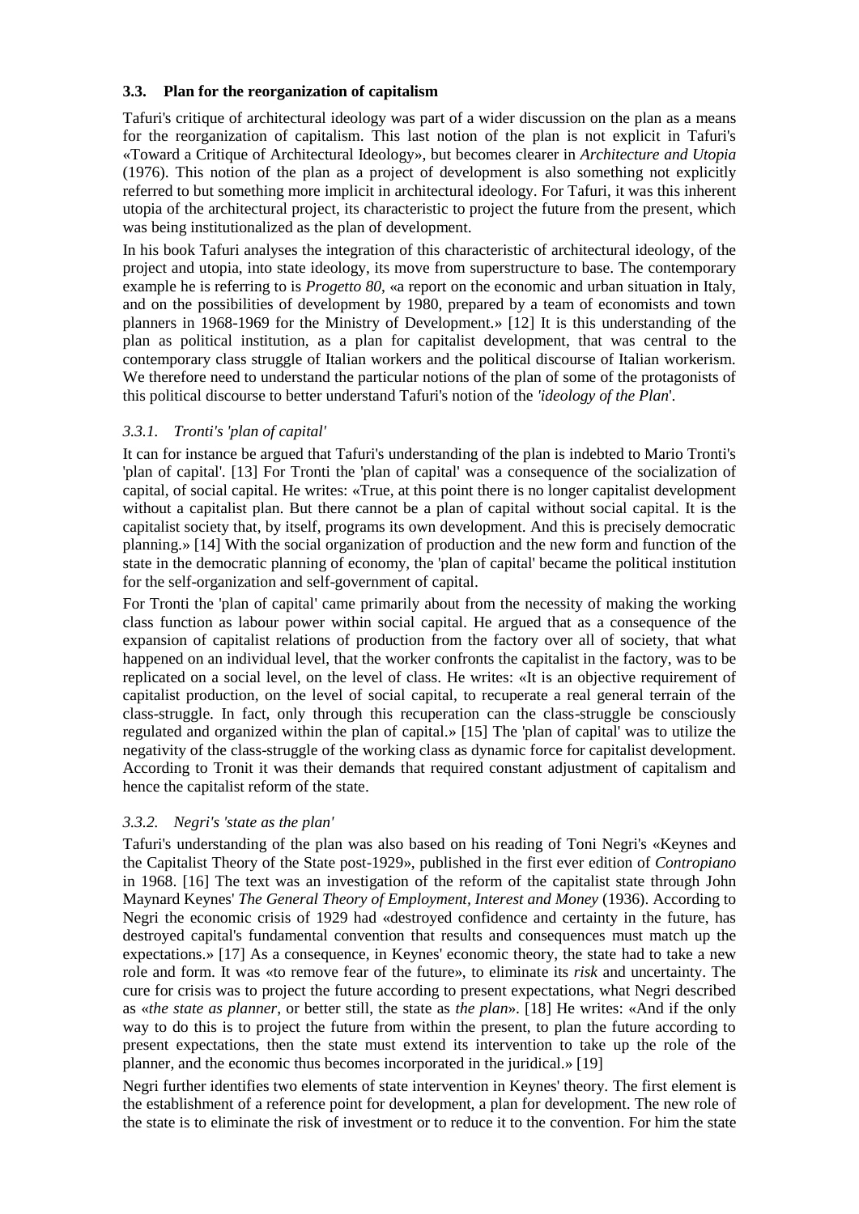### 3.3. Plan for the reorganization of capitalism

Tafuri's critique of architectural ideology was part of a wider discussion on the plan as a means for the reorganization of capitalism. This last notion of the plan is not explicit in Tafuri's «Toward a Critique of Architectural Ideology», but becomes clearer in *Architecture and Utopia* (1976). This notion of the plan as a project of development is also something not explicitly referred to but something more implicit in architectural ideology. For Tafuri, it was this inherent utopia of the architectural project, its characteristic to project the future from the present, which was being institutionalized as the plan of development.

In his book Tafuri analyses the integration of this characteristic of architectural ideology, of the project and utopia, into state ideology, its move from superstructure to base. The contemporary example he is referring to is *Progetto 80*, «a report on the economic and urban situation in Italy, and on the possibilities of development by 1980, prepared by a team of economists and town planners in 1968-1969 for the Ministry of Development.» [12] It is this understanding of the plan as political institution, as a plan for capitalist development, that was central to the contemporary class struggle of Italian workers and the political discourse of Italian workerism. We therefore need to understand the particular notions of the plan of some of the protagonists of this political discourse to better understand Tafuri's notion of the *'ideology of the Plan*'.

#### *3.3.1. Tronti's 'plan of capital'*

It can for instance be argued that Tafuri's understanding of the plan is indebted to Mario Tronti's 'plan of capital'. [13] For Tronti the 'plan of capital' was a consequence of the socialization of capital, of social capital. He writes: «True, at this point there is no longer capitalist development without a capitalist plan. But there cannot be a plan of capital without social capital. It is the capitalist society that, by itself, programs its own development. And this is precisely democratic planning.» [14] With the social organization of production and the new form and function of the state in the democratic planning of economy, the 'plan of capital' became the political institution for the self-organization and self-government of capital.

For Tronti the 'plan of capital' came primarily about from the necessity of making the working class function as labour power within social capital. He argued that as a consequence of the expansion of capitalist relations of production from the factory over all of society, that what happened on an individual level, that the worker confronts the capitalist in the factory, was to be replicated on a social level, on the level of class. He writes: «It is an objective requirement of capitalist production, on the level of social capital, to recuperate a real general terrain of the class-struggle. In fact, only through this recuperation can the class-struggle be consciously regulated and organized within the plan of capital.» [15] The 'plan of capital' was to utilize the negativity of the class-struggle of the working class as dynamic force for capitalist development. According to Tronit it was their demands that required constant adjustment of capitalism and hence the capitalist reform of the state.

#### *3.3.2. Negri's 'state as the plan'*

Tafuri's understanding of the plan was also based on his reading of Toni Negri's «Keynes and the Capitalist Theory of the State post-1929», published in the first ever edition of *Contropiano* in 1968. [16] The text was an investigation of the reform of the capitalist state through John Maynard Keynes' *The General Theory of Employment, Interest and Money* (1936). According to Negri the economic crisis of 1929 had «destroyed confidence and certainty in the future, has destroyed capital's fundamental convention that results and consequences must match up the expectations.» [17] As a consequence, in Keynes' economic theory, the state had to take a new role and form. It was «to remove fear of the future», to eliminate its *risk* and uncertainty. The cure for crisis was to project the future according to present expectations, what Negri described as «*the state as planner*, or better still, the state as *the plan*». [18] He writes: «And if the only way to do this is to project the future from within the present, to plan the future according to present expectations, then the state must extend its intervention to take up the role of the planner, and the economic thus becomes incorporated in the juridical.» [19]

Negri further identifies two elements of state intervention in Keynes' theory. The first element is the establishment of a reference point for development, a plan for development. The new role of the state is to eliminate the risk of investment or to reduce it to the convention. For him the state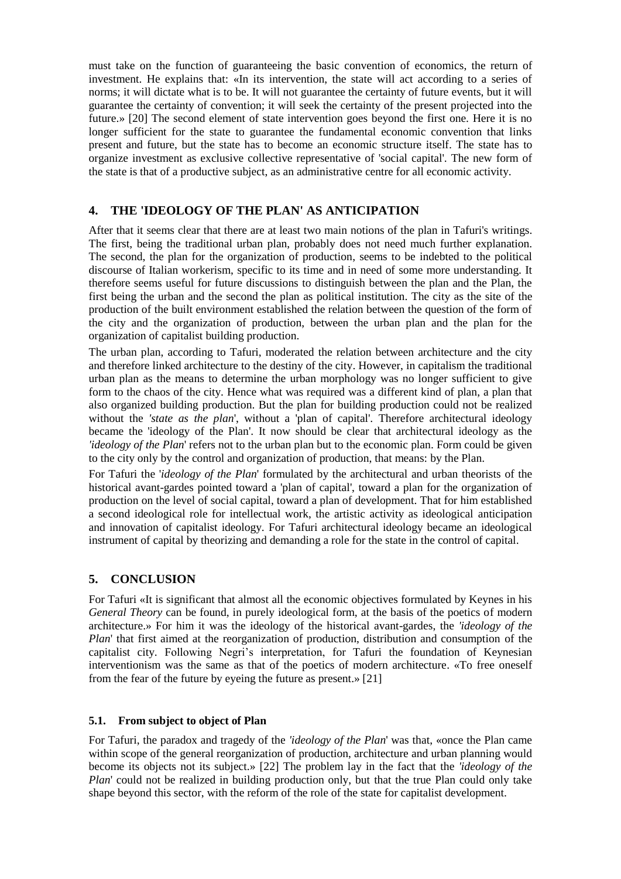must take on the function of guaranteeing the basic convention of economics, the return of investment. He explains that: «In its intervention, the state will act according to a series of norms; it will dictate what is to be. It will not guarantee the certainty of future events, but it will guarantee the certainty of convention; it will seek the certainty of the present projected into the future.» [20] The second element of state intervention goes beyond the first one. Here it is no longer sufficient for the state to guarantee the fundamental economic convention that links present and future, but the state has to become an economic structure itself. The state has to organize investment as exclusive collective representative of 'social capital'. The new form of the state is that of a productive subject, as an administrative centre for all economic activity.

## 4. THE 'IDEOLOGY OF THE PLAN' AS ANTICIPATION

After that it seems clear that there are at least two main notions of the plan in Tafuri's writings. The first, being the traditional urban plan, probably does not need much further explanation. The second, the plan for the organization of production, seems to be indebted to the political discourse of Italian workerism, specific to its time and in need of some more understanding. It therefore seems useful for future discussions to distinguish between the plan and the Plan, the first being the urban and the second the plan as political institution. The city as the site of the production of the built environment established the relation between the question of the form of the city and the organization of production, between the urban plan and the plan for the organization of capitalist building production.

The urban plan, according to Tafuri, moderated the relation between architecture and the city and therefore linked architecture to the destiny of the city. However, in capitalism the traditional urban plan as the means to determine the urban morphology was no longer sufficient to give form to the chaos of the city. Hence what was required was a different kind of plan, a plan that also organized building production. But the plan for building production could not be realized without the *'state as the plan'*, without a 'plan of capital'. Therefore architectural ideology became the 'ideology of the Plan'. It now should be clear that architectural ideology as the *'ideology of the Plan'* refers not to the urban plan but to the economic plan. Form could be given to the city only by the control and organization of production, that means: by the Plan.

For Tafuri the '*ideology of the Plan*' formulated by the architectural and urban theorists of the historical avant-gardes pointed toward a 'plan of capital', toward a plan for the organization of production on the level of social capital, toward a plan of development. That for him established a second ideological role for intellectual work, the artistic activity as ideological anticipation and innovation of capitalist ideology. For Tafuri architectural ideology became an ideological instrument of capital by theorizing and demanding a role for the state in the control of capital.

## 5. CONCLUSION

For Tafuri «It is significant that almost all the economic objectives formulated by Keynes in his *General Theory* can be found, in purely ideological form, at the basis of the poetics of modern architecture.» For him it was the ideology of the historical avant-gardes, the *'ideology of the Plan'* that first aimed at the reorganization of production, distribution and consumption of the capitalist city. Following Negri's interpretation, for Tafuri the foundation of Keynesian interventionism was the same as that of the poetics of modern architecture. «To free oneself from the fear of the future by eyeing the future as present.» [21]

### 5.1. From subject to object of Plan

For Tafuri, the paradox and tragedy of the *'ideology of the Plan'* was that, «once the Plan came within scope of the general reorganization of production, architecture and urban planning would become its objects not its subject.» [22] The problem lay in the fact that the *'ideology of the Plan'* could not be realized in building production only, but that the true Plan could only take shape beyond this sector, with the reform of the role of the state for capitalist development.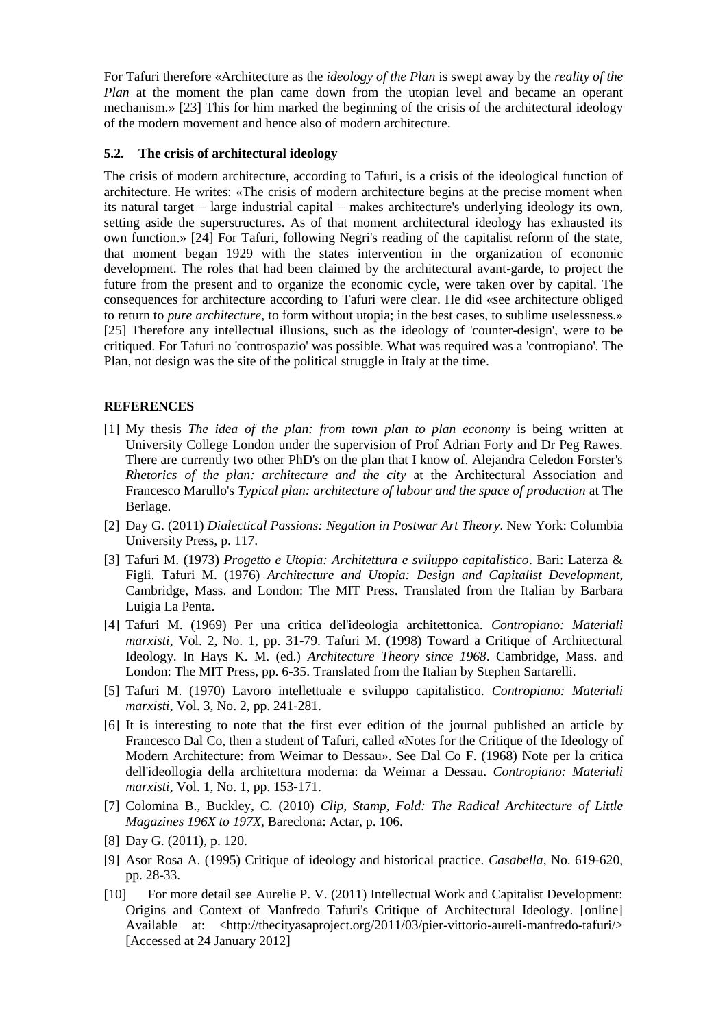For Tafuri therefore «Architecture as the *ideology of the Plan* is swept away by the *reality of the Plan* at the moment the plan came down from the utopian level and became an operant mechanism.» [23] This for him marked the beginning of the crisis of the architectural ideology of the modern movement and hence also of modern architecture.

### 5.2. The crisis of architectural ideology

The crisis of modern architecture, according to Tafuri, is a crisis of the ideological function of architecture. He writes: «The crisis of modern architecture begins at the precise moment when its natural target – large industrial capital – makes architecture's underlying ideology its own, setting aside the superstructures. As of that moment architectural ideology has exhausted its own function.» [24] For Tafuri, following Negri's reading of the capitalist reform of the state, that moment began 1929 with the states intervention in the organization of economic development. The roles that had been claimed by the architectural avant-garde, to project the future from the present and to organize the economic cycle, were taken over by capital. The consequences for architecture according to Tafuri were clear. He did «see architecture obliged to return to *pure architecture*, to form without utopia; in the best cases, to sublime uselessness.» [25] Therefore any intellectual illusions, such as the ideology of 'counter-design', were to be critiqued. For Tafuri no 'controspazio' was possible. What was required was a 'contropiano'. The Plan, not design was the site of the political struggle in Italy at the time.

## REFERENCES

[1] My thesis *The idea of the plan: from town plan to plan economy* is being written at University College London under the supervision of Prof Adrian Forty and Dr Peg Rawes. There are currently two other PhD's on the plan that I know of. Alejandra Celedon Forster's *Rhetorics of the plan: architecture and the city* at the Architectural Association and Francesco Marullo's *Typical plan: architecture of labour and the space of production* at The Berlage.

[2] Day G. (2011) *Dialectical Passions: Negation in Postwar Art Theory*. New York: Columbia University Press, p. 117.

[3] Tafuri M. (1973) *Progetto e Utopia: Architettura e sviluppo capitalistico*. Bari: Laterza & Figli. Tafuri M. (1976) *Architecture and Utopia: Design and Capitalist Development*, Cambridge, Mass. and London: The MIT Press. Translated from the Italian by Barbara Luigia La Penta.

[4] Tafuri M. (1969) Per una critica del'ideologia architettonica. *Contropiano: Materiali marxisti*, Vol. 2, No. 1, pp. 31-79. Tafuri M. (1998) Toward a Critique of Architectural Ideology. In Hays K. M. (ed.) *Architecture Theory since 1968*. Cambridge, Mass. and London: The MIT Press, pp. 6-35. Translated from the Italian by Stephen Sartarelli.

[5] Tafuri M. (1970) Lavoro intellettuale e sviluppo capitalistico. *Contropiano: Materiali marxisti*, Vol. 3, No. 2, pp. 241-281.

[6] It is interesting to note that the first ever edition of the journal published an article by Francesco Dal Co, then a student of Tafuri, called «Notes for the Critique of the Ideology of Modern Architecture: from Weimar to Dessau». See Dal Co F. (1968) Note per la critica dell'ideollogia della architettura moderna: da Weimar a Dessau. *Contropiano: Materiali marxisti*, Vol. 1, No. 1, pp. 153-171.

[7] Colomina B., Buckley, C. (2010) *Clip, Stamp, Fold: The Radical Architecture of Little Magazines 196X to 197X*, Bareclona: Actar, p. 106.

[8] Day G. (2011), p. 120.

[9] Asor Rosa A. (1995) Critique of ideology and historical practice. *Casabella*, No. 619-620, pp. 28-33.

[10] For more detail see Aurelie P. V. (2011) Intellectual Work and Capitalist Development: Origins and Context of Manfredo Tafuri's Critique of Architectural Ideology. [online] Available at: <http://thecityasaproject.org/2011/03/pier-vittorio-aureli-manfredo-tafuri/> [Accessed at 24 January 2012]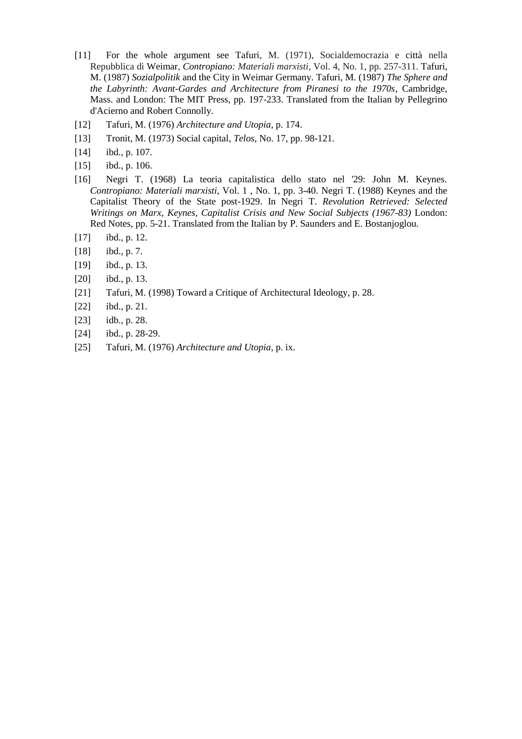[11] For the whole argument see Tafuri, M. (1971), Socialdemocrazia e città nella Repubblica di Weimar, *Contropiano: Materiali marxisti*, Vol. 4, No. 1, pp. 257-311. Tafuri, M. (1987) *Sozialpolitik* and the City in Weimar Germany. Tafuri, M. (1987) *The Sphere and the Labyrinth: Avant-Gardes and Architecture from Piranesi to the 1970s*, Cambridge, Mass. and London: The MIT Press, pp. 197-233. Translated from the Italian by Pellegrino d'Acierno and Robert Connolly.

[12] Tafuri, M. (1976) *Architecture and Utopia*, p. 174.

[13] Tronit, M. (1973) Social capital, *Telos*, No. 17, pp. 98-121.

[14] ibd., p. 107.

[15] ibd., p. 106.

[16] Negri T. (1968) La teoria capitalistica dello stato nel '29: John M. Keynes. *Contropiano: Materiali marxisti*, Vol. 1 , No. 1, pp. 3-40. Negri T. (1988) Keynes and the Capitalist Theory of the State post-1929. In Negri T. *Revolution Retrieved: Selected Writings on Marx, Keynes, Capitalist Crisis and New Social Subjects (1967-83)* London: Red Notes, pp. 5-21. Translated from the Italian by P. Saunders and E. Bostanjoglou.

[17] ibd., p. 12.

[18] ibd., p. 7.

[19] ibd., p. 13.

[20] ibd., p. 13.

[21] Tafuri, M. (1998) Toward a Critique of Architectural Ideology, p. 28.

[22] ibd., p. 21.

[23] idb., p. 28.

[24] ibd., p. 28-29.

[25] Tafuri, M. (1976) *Architecture and Utopia*, p. ix.